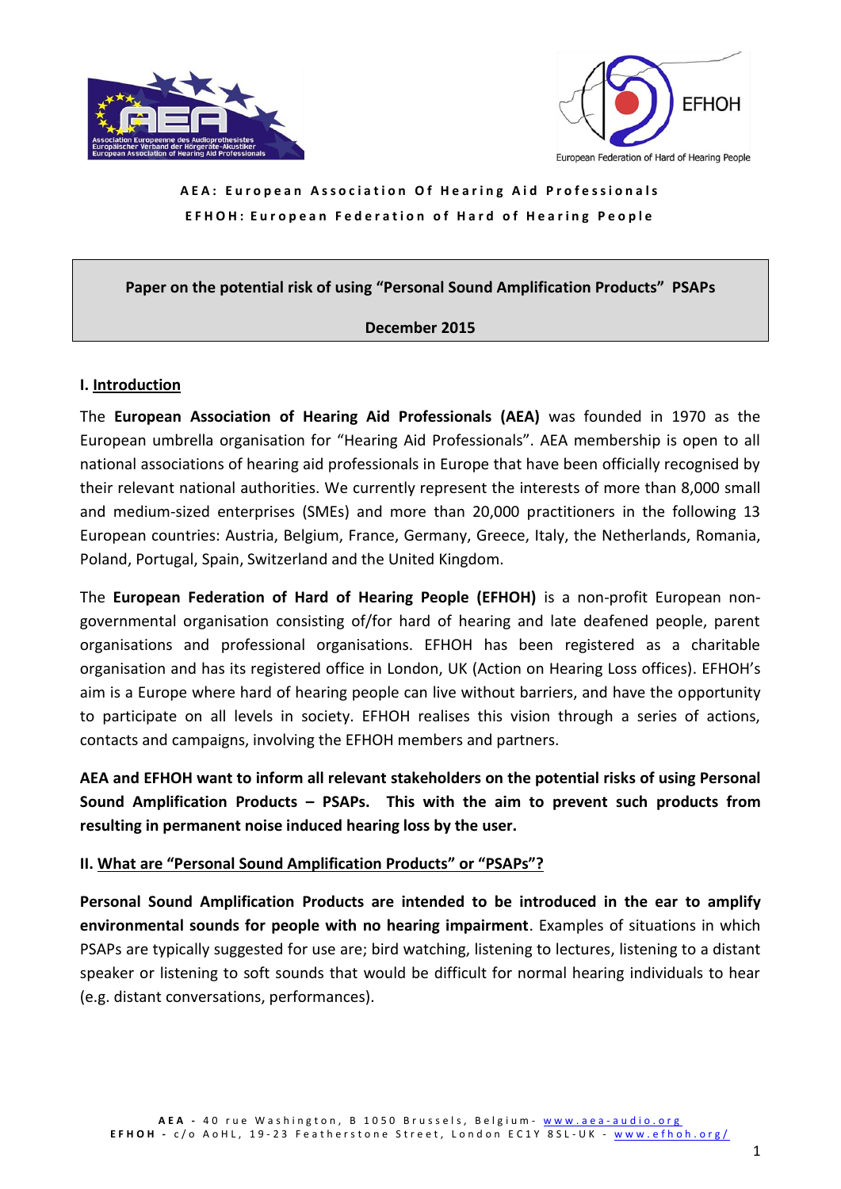**AEA: European Association Of Hearing Aid Professionals**

**EFHOH: European Federation of Hard of Hearing People**

# Paper on the potential risk of using "Personal Sound Amplification Products" PSAPs

**December 2015**

## I. Introduction

The **European Association of Hearing Aid Professionals (AEA)** was founded in 1970 as the European umbrella organisation for "Hearing Aid Professionals". AEA membership is open to all national associations of hearing aid professionals in Europe that have been officially recognised by their relevant national authorities. We currently represent the interests of more than 8,000 small and medium-sized enterprises (SMEs) and more than 20,000 practitioners in the following 13 European countries: Austria, Belgium, France, Germany, Greece, Italy, the Netherlands, Romania, Poland, Portugal, Spain, Switzerland and the United Kingdom.

The **European Federation of Hard of Hearing People (EFHOH)** is a non-profit European non-governmental organisation consisting of/for hard of hearing and late deafened people, parent organisations and professional organisations. EFHOH has been registered as a charitable organisation and has its registered office in London, UK (Action on Hearing Loss offices). EFHOH's aim is a Europe where hard of hearing people can live without barriers, and have the opportunity to participate on all levels in society. EFHOH realises this vision through a series of actions, contacts and campaigns, involving the EFHOH members and partners.

**AEA and EFHOH want to inform all relevant stakeholders on the potential risks of using Personal Sound Amplification Products – PSAPs. This with the aim to prevent such products from resulting in permanent noise induced hearing loss by the user.**

## II. What are "Personal Sound Amplification Products" or "PSAPs"?

**Personal Sound Amplification Products are intended to be introduced in the ear to amplify environmental sounds for people with no hearing impairment**. Examples of situations in which PSAPs are typically suggested for use are; bird watching, listening to lectures, listening to a distant speaker or listening to soft sounds that would be difficult for normal hearing individuals to hear (e.g. distant conversations, performances).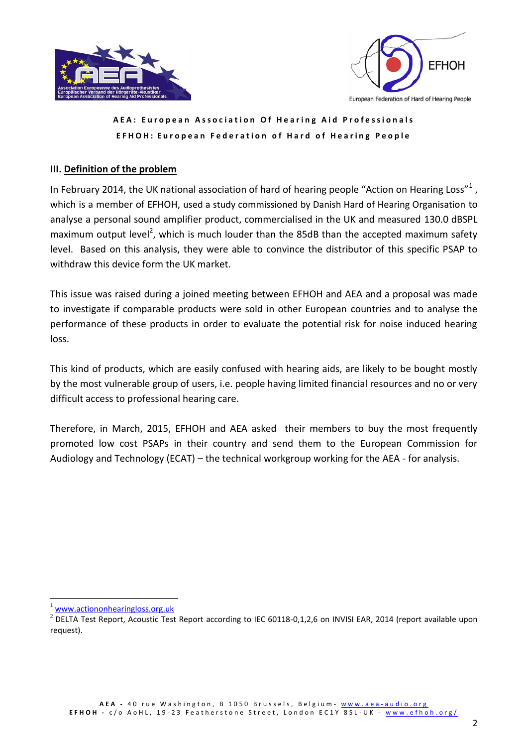## III. Definition of the problem

In February 2014, the UK national association of hard of hearing people "Action on Hearing Loss"[1] , which is a member of EFHOH, used a study commissioned by Danish Hard of Hearing Organisation to analyse a personal sound amplifier product, commercialised in the UK and measured 130.0 dBSPL maximum output level[2], which is much louder than the 85dB than the accepted maximum safety level. Based on this analysis, they were able to convince the distributor of this specific PSAP to withdraw this device form the UK market.

This issue was raised during a joined meeting between EFHOH and AEA and a proposal was made to investigate if comparable products were sold in other European countries and to analyse the performance of these products in order to evaluate the potential risk for noise induced hearing loss.

This kind of products, which are easily confused with hearing aids, are likely to be bought mostly by the most vulnerable group of users, i.e. people having limited financial resources and no or very difficult access to professional hearing care.

Therefore, in March, 2015, EFHOH and AEA asked their members to buy the most frequently promoted low cost PSAPs in their country and send them to the European Commission for Audiology and Technology (ECAT) – the technical workgroup working for the AEA - for analysis.

---

[1] www.actiononhearingloss.org.uk

[2] DELTA Test Report, Acoustic Test Report according to IEC 60118-0,1,2,6 on INVISI EAR, 2014 (report available upon request).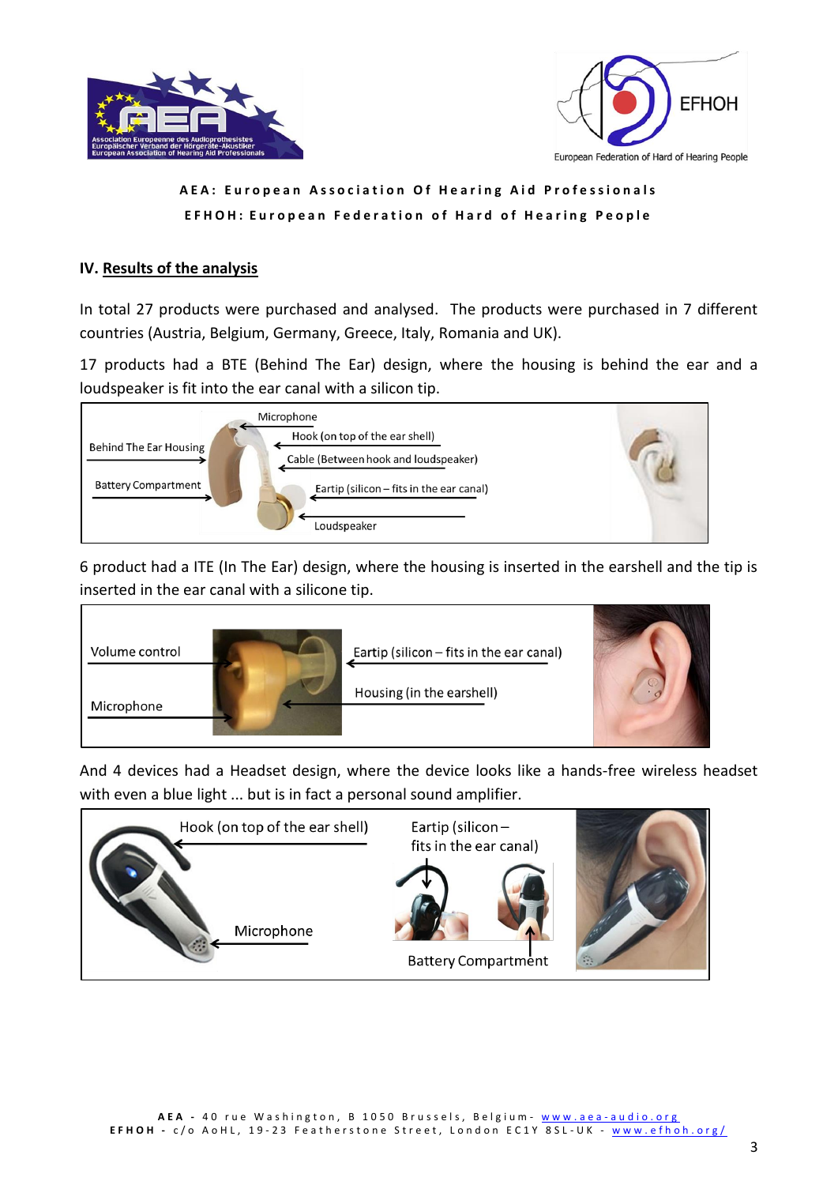## IV. Results of the analysis

In total 27 products were purchased and analysed. The products were purchased in 7 different countries (Austria, Belgium, Germany, Greece, Italy, Romania and UK).

17 products had a BTE (Behind The Ear) design, where the housing is behind the ear and a loudspeaker is fit into the ear canal with a silicon tip.

Microphone

Hook (on top of the ear shell)

Behind The Ear Housing

Cable (Between hook and loudspeaker)

Battery Compartment

Eartip (silicon – fits in the ear canal)

Loudspeaker

6 product had a ITE (In The Ear) design, where the housing is inserted in the earshell and the tip is inserted in the ear canal with a silicone tip.

Volume control

Eartip (silicon – fits in the ear canal)

Housing (in the earshell)

Microphone

And 4 devices had a Headset design, where the device looks like a hands-free wireless headset with even a blue light ... but is in fact a personal sound amplifier.

Hook (on top of the ear shell)

Eartip (silicon – fits in the ear canal)

Microphone

Battery Compartment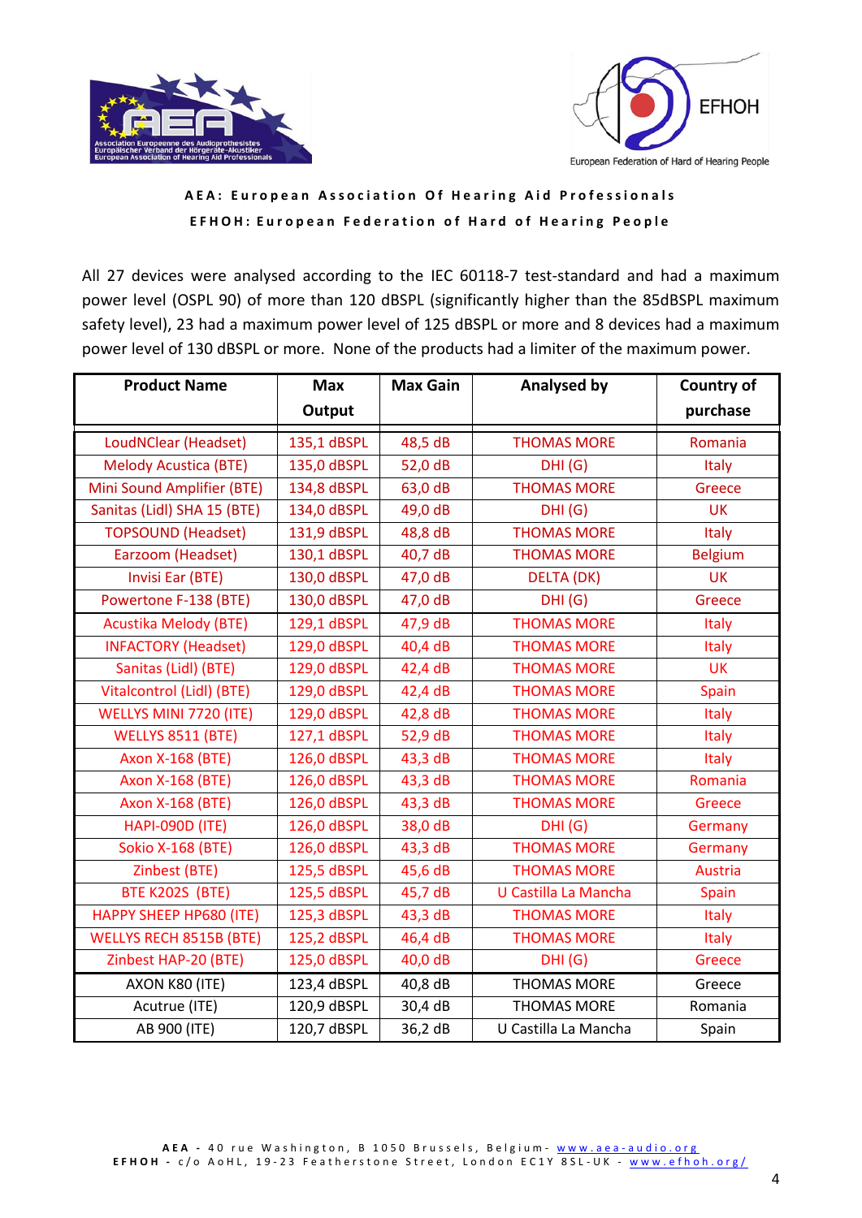**AEA: European Association Of Hearing Aid Professionals**

**EFHOH: European Federation of Hard of Hearing People**

All 27 devices were analysed according to the IEC 60118-7 test-standard and had a maximum power level (OSPL 90) of more than 120 dBSPL (significantly higher than the 85dBSPL maximum safety level), 23 had a maximum power level of 125 dBSPL or more and 8 devices had a maximum power level of 130 dBSPL or more. None of the products had a limiter of the maximum power.

| Product Name | Max Output | Max Gain | Analysed by | Country of purchase |
|---|---|---|---|---|
| LoudNClear (Headset) | 135,1 dBSPL | 48,5 dB | THOMAS MORE | Romania |
| Melody Acustica (BTE) | 135,0 dBSPL | 52,0 dB | DHI (G) | Italy |
| Mini Sound Amplifier (BTE) | 134,8 dBSPL | 63,0 dB | THOMAS MORE | Greece |
| Sanitas (Lidl) SHA 15 (BTE) | 134,0 dBSPL | 49,0 dB | DHI (G) | UK |
| TOPSOUND (Headset) | 131,9 dBSPL | 48,8 dB | THOMAS MORE | Italy |
| Earzoom (Headset) | 130,1 dBSPL | 40,7 dB | THOMAS MORE | Belgium |
| Invisi Ear (BTE) | 130,0 dBSPL | 47,0 dB | DELTA (DK) | UK |
| Powertone F-138 (BTE) | 130,0 dBSPL | 47,0 dB | DHI (G) | Greece |
| Acustika Melody (BTE) | 129,1 dBSPL | 47,9 dB | THOMAS MORE | Italy |
| INFACTORY (Headset) | 129,0 dBSPL | 40,4 dB | THOMAS MORE | Italy |
| Sanitas (Lidl) (BTE) | 129,0 dBSPL | 42,4 dB | THOMAS MORE | UK |
| Vitalcontrol (Lidl) (BTE) | 129,0 dBSPL | 42,4 dB | THOMAS MORE | Spain |
| WELLYS MINI 7720 (ITE) | 129,0 dBSPL | 42,8 dB | THOMAS MORE | Italy |
| WELLYS 8511 (BTE) | 127,1 dBSPL | 52,9 dB | THOMAS MORE | Italy |
| Axon X-168 (BTE) | 126,0 dBSPL | 43,3 dB | THOMAS MORE | Italy |
| Axon X-168 (BTE) | 126,0 dBSPL | 43,3 dB | THOMAS MORE | Romania |
| Axon X-168 (BTE) | 126,0 dBSPL | 43,3 dB | THOMAS MORE | Greece |
| HAPI-090D (ITE) | 126,0 dBSPL | 38,0 dB | DHI (G) | Germany |
| Sokio X-168 (BTE) | 126,0 dBSPL | 43,3 dB | THOMAS MORE | Germany |
| Zinbest (BTE) | 125,5 dBSPL | 45,6 dB | THOMAS MORE | Austria |
| BTE K202S (BTE) | 125,5 dBSPL | 45,7 dB | U Castilla La Mancha | Spain |
| HAPPY SHEEP HP680 (ITE) | 125,3 dBSPL | 43,3 dB | THOMAS MORE | Italy |
| WELLYS RECH 8515B (BTE) | 125,2 dBSPL | 46,4 dB | THOMAS MORE | Italy |
| Zinbest HAP-20 (BTE) | 125,0 dBSPL | 40,0 dB | DHI (G) | Greece |
| AXON K80 (ITE) | 123,4 dBSPL | 40,8 dB | THOMAS MORE | Greece |
| Acutrue (ITE) | 120,9 dBSPL | 30,4 dB | THOMAS MORE | Romania |
| AB 900 (ITE) | 120,7 dBSPL | 36,2 dB | U Castilla La Mancha | Spain |

**AEA -** 40 rue Washington, B 1050 Brussels, Belgium- www.aea-audio.org
**EFHOH -** c/o AoHL, 19-23 Featherstone Street, London EC1Y 8SL-UK - www.efhoh.org/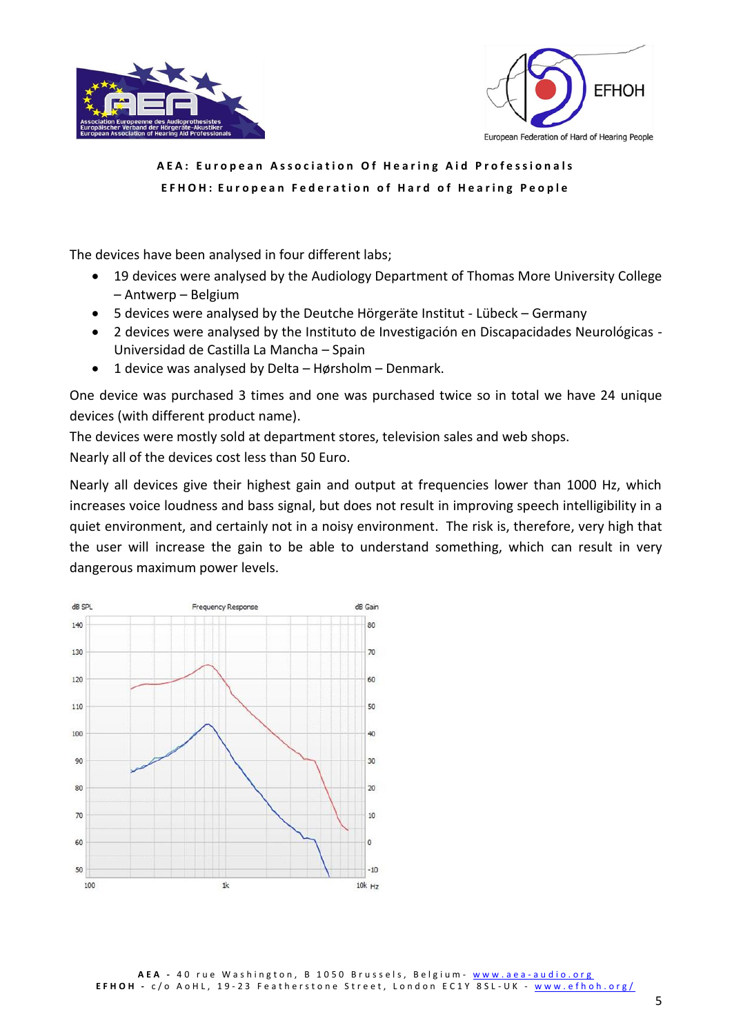The devices have been analysed in four different labs;

- 19 devices were analysed by the Audiology Department of Thomas More University College – Antwerp – Belgium
- 5 devices were analysed by the Deutche Hörgeräte Institut - Lübeck – Germany
- 2 devices were analysed by the Instituto de Investigación en Discapacidades Neurológicas - Universidad de Castilla La Mancha – Spain
- 1 device was analysed by Delta – Hørsholm – Denmark.

One device was purchased 3 times and one was purchased twice so in total we have 24 unique devices (with different product name).

The devices were mostly sold at department stores, television sales and web shops.

Nearly all of the devices cost less than 50 Euro.

Nearly all devices give their highest gain and output at frequencies lower than 1000 Hz, which increases voice loudness and bass signal, but does not result in improving speech intelligibility in a quiet environment, and certainly not in a noisy environment. The risk is, therefore, very high that the user will increase the gain to be able to understand something, which can result in very dangerous maximum power levels.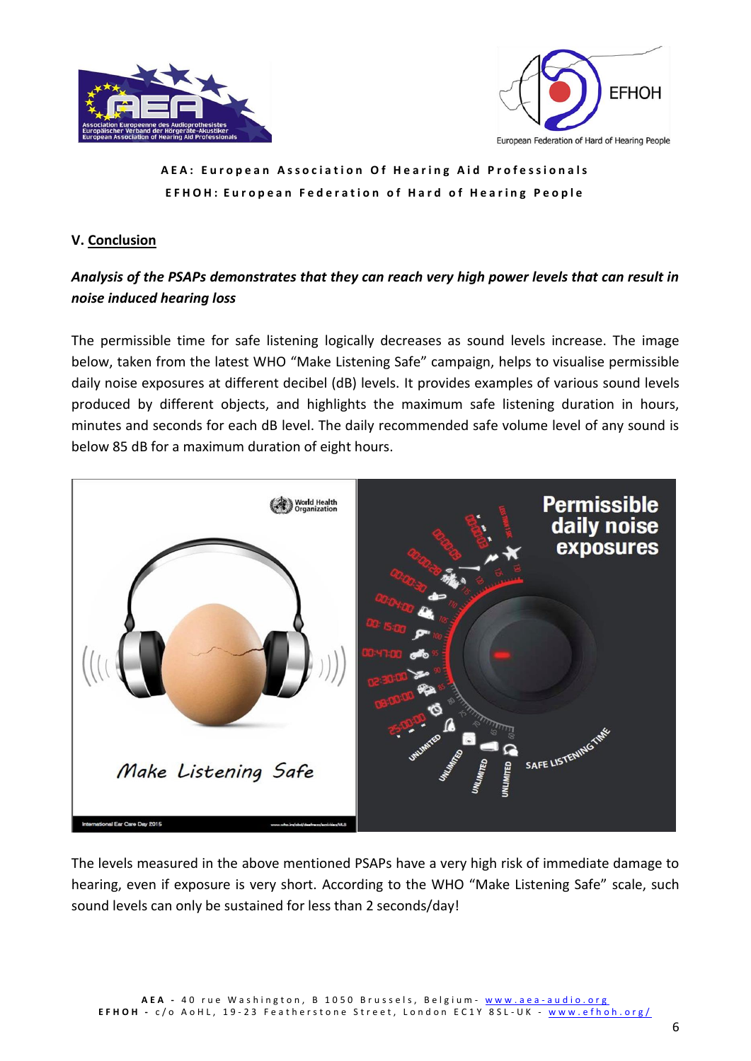**AEA: European Association Of Hearing Aid Professionals**
**EFHOH: European Federation of Hard of Hearing People**

## V. Conclusion

***Analysis of the PSAPs demonstrates that they can reach very high power levels that can result in noise induced hearing loss***

The permissible time for safe listening logically decreases as sound levels increase. The image below, taken from the latest WHO "Make Listening Safe" campaign, helps to visualise permissible daily noise exposures at different decibel (dB) levels. It provides examples of various sound levels produced by different objects, and highlights the maximum safe listening duration in hours, minutes and seconds for each dB level. The daily recommended safe volume level of any sound is below 85 dB for a maximum duration of eight hours.

The levels measured in the above mentioned PSAPs have a very high risk of immediate damage to hearing, even if exposure is very short. According to the WHO "Make Listening Safe" scale, such sound levels can only be sustained for less than 2 seconds/day!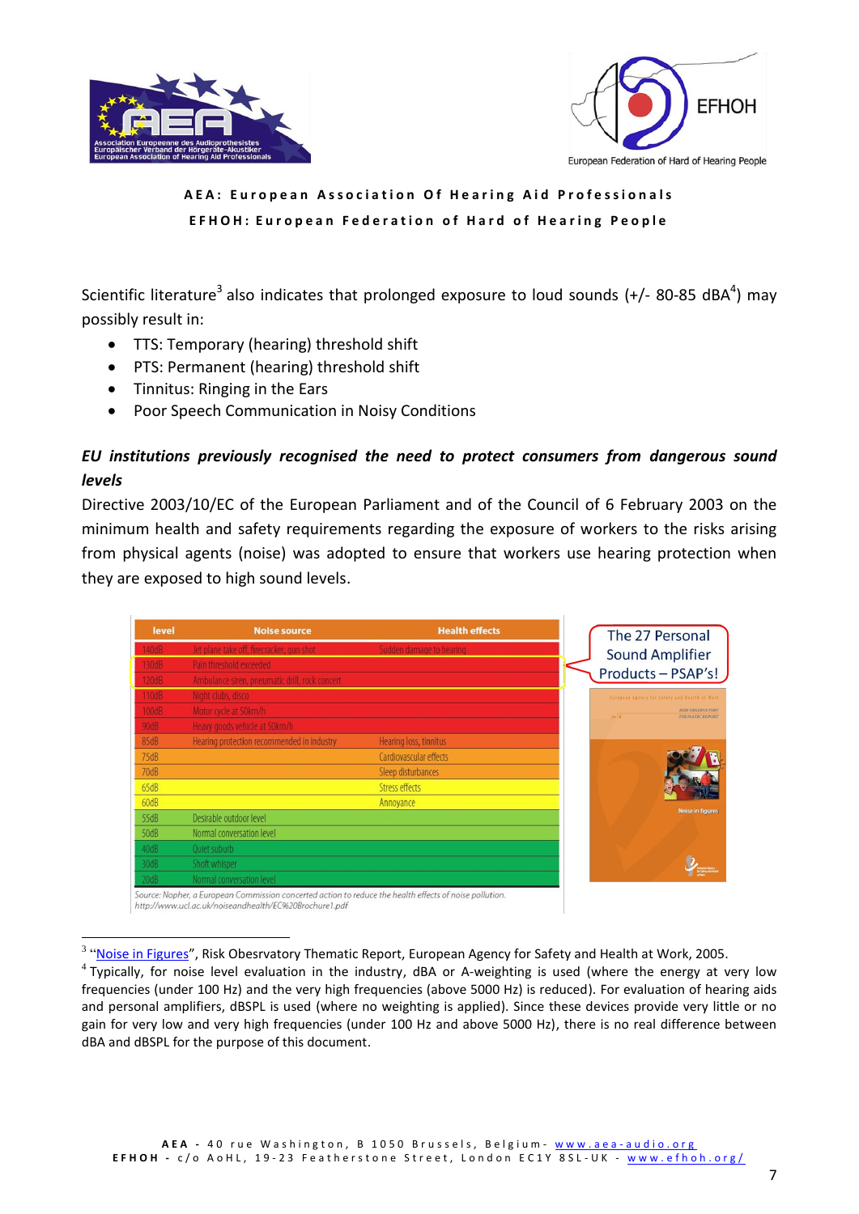**AEA: European Association Of Hearing Aid Professionals**

**EFHOH: European Federation of Hard of Hearing People**

Scientific literature[3] also indicates that prolonged exposure to loud sounds (+/- 80-85 dBA[4]) may possibly result in:

- TTS: Temporary (hearing) threshold shift
- PTS: Permanent (hearing) threshold shift
- Tinnitus: Ringing in the Ears
- Poor Speech Communication in Noisy Conditions

***EU institutions previously recognised the need to protect consumers from dangerous sound levels***

Directive 2003/10/EC of the European Parliament and of the Council of 6 February 2003 on the minimum health and safety requirements regarding the exposure of workers to the risks arising from physical agents (noise) was adopted to ensure that workers use hearing protection when they are exposed to high sound levels.

| level | Noise source | Health effects |
|---|---|---|
| 140dB | Jet plane take off, firecracker, gun shot | Sudden damage to hearing |
| 130dB | Pain threshold exceeded | |
| 120dB | Ambulance siren, pneumatic drill, rock concert | |
| 110dB | Night clubs, disco | |
| 100dB | Motor cycle at 50km/h | |
| 90dB | Heavy goods vehicle at 50km/h | |
| 85dB | Hearing protection recommended in industry | Hearing loss, tinnitus |
| 75dB | | Cardiovascular effects |
| 70dB | | Sleep disturbances |
| 65dB | | Stress effects |
| 60dB | | Annoyance |
| 55dB | Desirable outdoor level | |
| 50dB | Normal conversation level | |
| 40dB | Quiet suburb | |
| 30dB | Shoft whisper | |
| 20dB | Normal conversation level | |

Source: Nopher, a European Commission concerted action to reduce the health effects of noise pollution. http://www.ucl.ac.uk/noiseandhealth/EC%20Brochure1.pdf

The 27 Personal Sound Amplifier Products – PSAP's!

---

[3] "Noise in Figures", Risk Obesrvatory Thematic Report, European Agency for Safety and Health at Work, 2005.

[4] Typically, for noise level evaluation in the industry, dBA or A-weighting is used (where the energy at very low frequencies (under 100 Hz) and the very high frequencies (above 5000 Hz) is reduced). For evaluation of hearing aids and personal amplifiers, dBSPL is used (where no weighting is applied). Since these devices provide very little or no gain for very low and very high frequencies (under 100 Hz and above 5000 Hz), there is no real difference between dBA and dBSPL for the purpose of this document.

AEA - 40 rue Washington, B 1050 Brussels, Belgium- www.aea-audio.org
EFHOH - c/o AoHL, 19-23 Featherstone Street, London EC1Y 8SL-UK - www.efhoh.org/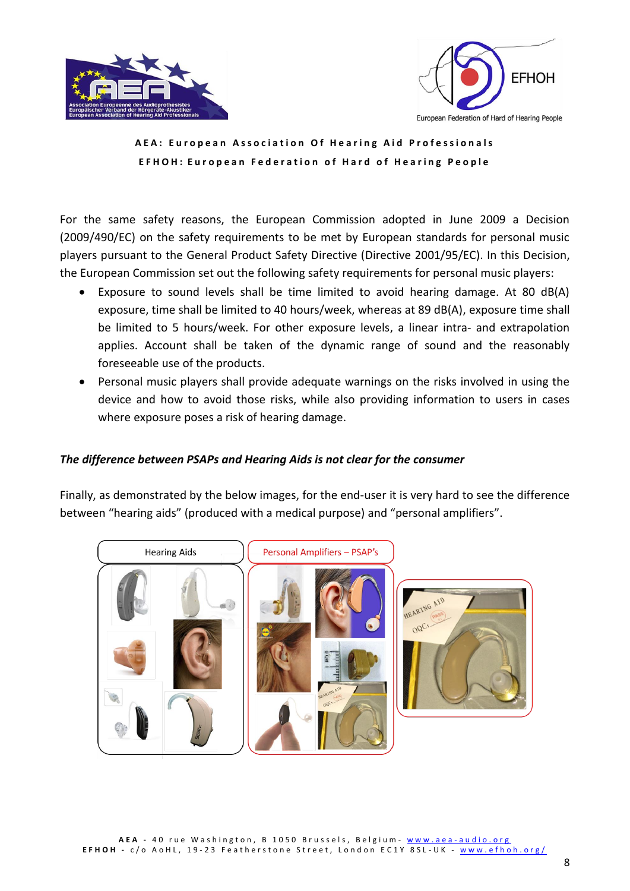For the same safety reasons, the European Commission adopted in June 2009 a Decision (2009/490/EC) on the safety requirements to be met by European standards for personal music players pursuant to the General Product Safety Directive (Directive 2001/95/EC). In this Decision, the European Commission set out the following safety requirements for personal music players:

- Exposure to sound levels shall be time limited to avoid hearing damage. At 80 dB(A) exposure, time shall be limited to 40 hours/week, whereas at 89 dB(A), exposure time shall be limited to 5 hours/week. For other exposure levels, a linear intra- and extrapolation applies. Account shall be taken of the dynamic range of sound and the reasonably foreseeable use of the products.
- Personal music players shall provide adequate warnings on the risks involved in using the device and how to avoid those risks, while also providing information to users in cases where exposure poses a risk of hearing damage.

***The difference between PSAPs and Hearing Aids is not clear for the consumer***

Finally, as demonstrated by the below images, for the end-user it is very hard to see the difference between "hearing aids" (produced with a medical purpose) and "personal amplifiers".

Hearing Aids

Personal Amplifiers – PSAP's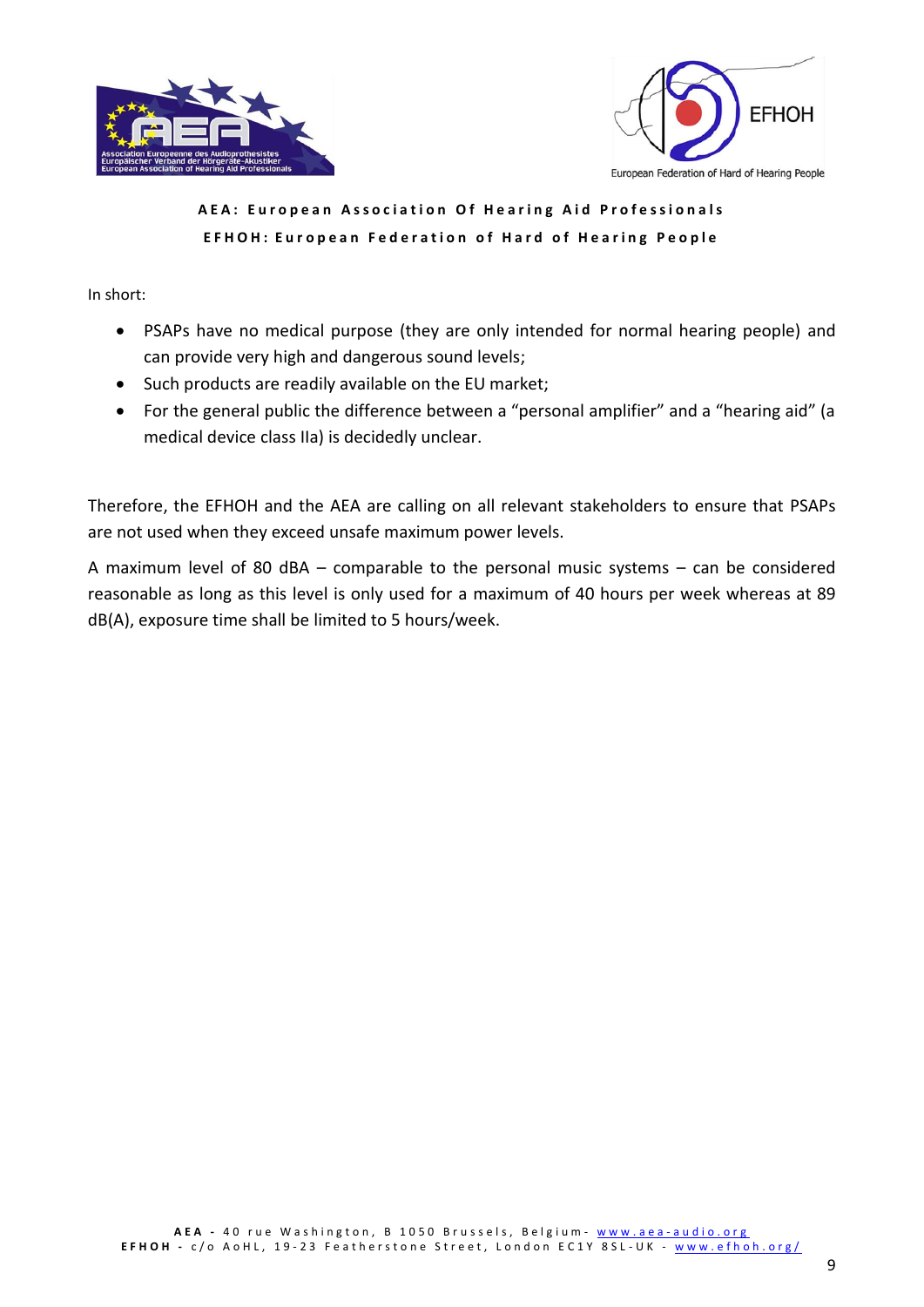In short:

- PSAPs have no medical purpose (they are only intended for normal hearing people) and can provide very high and dangerous sound levels;
- Such products are readily available on the EU market;
- For the general public the difference between a "personal amplifier" and a "hearing aid" (a medical device class IIa) is decidedly unclear.

Therefore, the EFHOH and the AEA are calling on all relevant stakeholders to ensure that PSAPs are not used when they exceed unsafe maximum power levels.

A maximum level of 80 dBA – comparable to the personal music systems – can be considered reasonable as long as this level is only used for a maximum of 40 hours per week whereas at 89 dB(A), exposure time shall be limited to 5 hours/week.